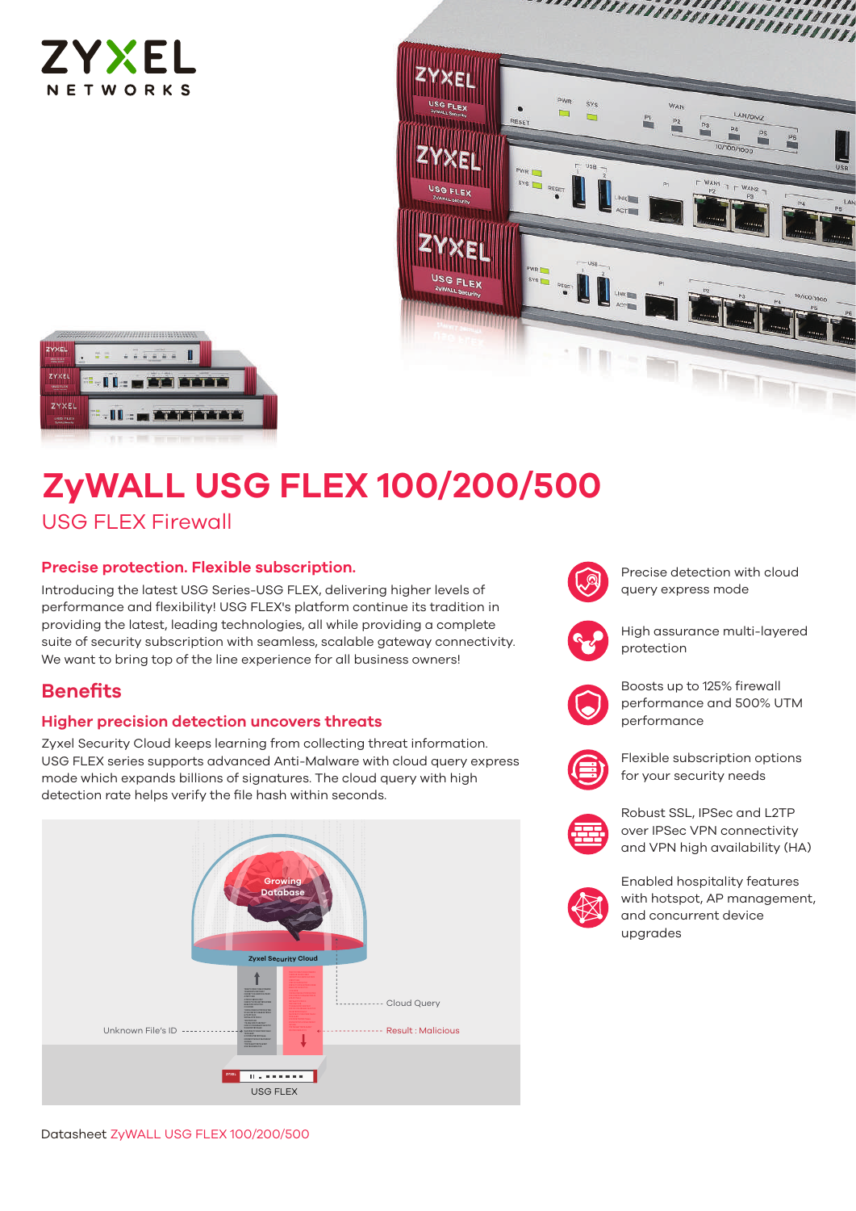# ZyWALL USG FLEX 100/200/500

## USG FLEX Firewall

### Precise protection. Flexible subscription.

Introducing the latest USG Series-USG FLEX, delivering higher levels of performance and flexibility! USG FLEX's platform continue its tradition in providing the latest, leading technologies, all while providing a complete suite of security subscription with seamless, scalable gateway connectivity. We want to bring top of the line experience for all business owners!

## Benefits

### Higher precision detection uncovers threats

Zyxel Security Cloud keeps learning from collecting threat information. USG FLEX series supports advanced Anti-Malware with cloud query express mode which expands billions of signatures. The cloud query with high detection rate helps verify the file hash within seconds.

- Precise detection with cloud query express mode
- High assurance multi-layered protection
- Boosts up to 125% firewall performance and 500% UTM performance
- Flexible subscription options for your security needs
- Robust SSL, IPSec and L2TP over IPSec VPN connectivity and VPN high availability (HA)
- Enabled hospitality features with hotspot, AP management, and concurrent device upgrades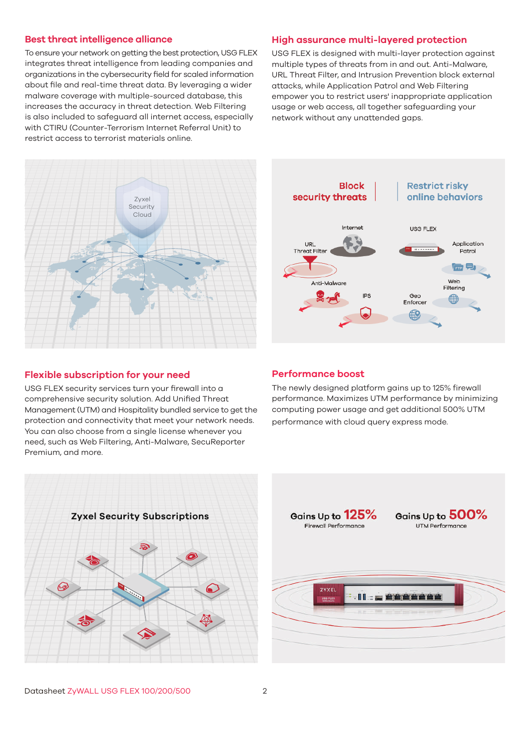## Best threat intelligence alliance

To ensure your network on getting the best protection, USG FLEX integrates threat intelligence from leading companies and organizations in the cybersecurity field for scaled information about file and real-time threat data. By leveraging a wider malware coverage with multiple-sourced database, this increases the accuracy in threat detection. Web Filtering is also included to safeguard all internet access, especially with CTIRU (Counter-Terrorism Internet Referral Unit) to restrict access to terrorist materials online.

## High assurance multi-layered protection

USG FLEX is designed with multi-layer protection against multiple types of threats from in and out. Anti-Malware, URL Threat Filter, and Intrusion Prevention block external attacks, while Application Patrol and Web Filtering empower you to restrict users' inappropriate application usage or web access, all together safeguarding your network without any unattended gaps.

Zyxel Security Cloud

Block security threats | Restrict risky online behaviors

Internet · URL Threat Filter · Anti-Malware · IPS · USG FLEX · Application Patrol · Web Filtering · Geo Enforcer

## Flexible subscription for your need

USG FLEX security services turn your firewall into a comprehensive security solution. Add Unified Threat Management (UTM) and Hospitality bundled service to get the protection and connectivity that meet your network needs. You can also choose from a single license whenever you need, such as Web Filtering, Anti-Malware, SecuReporter Premium, and more.

## Performance boost

The newly designed platform gains up to 125% firewall performance. Maximizes UTM performance by minimizing computing power usage and get additional 500% UTM performance with cloud query express mode.

Zyxel Security Subscriptions

Gains Up to 125% Firewall Performance

Gains Up to 500% UTM Performance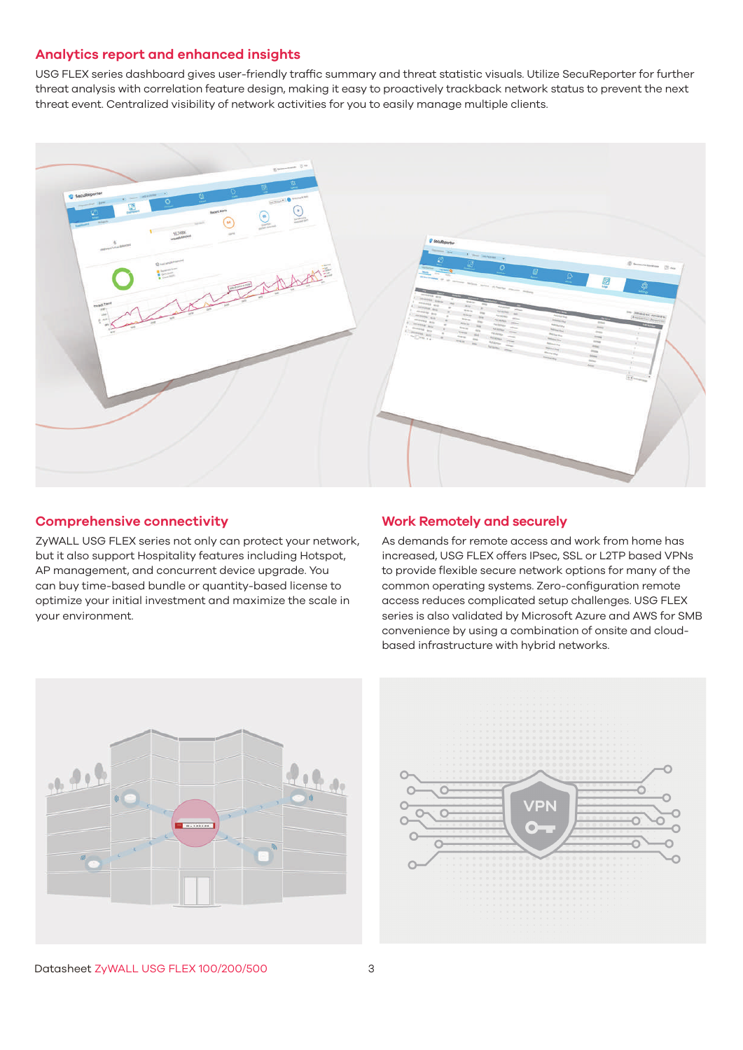## Analytics report and enhanced insights

USG FLEX series dashboard gives user-friendly traffic summary and threat statistic visuals. Utilize SecuReporter for further threat analysis with correlation feature design, making it easy to proactively trackback network status to prevent the next threat event. Centralized visibility of network activities for you to easily manage multiple clients.

## Comprehensive connectivity

ZyWALL USG FLEX series not only can protect your network, but it also support Hospitality features including Hotspot, AP management, and concurrent device upgrade. You can buy time-based bundle or quantity-based license to optimize your initial investment and maximize the scale in your environment.

## Work Remotely and securely

As demands for remote access and work from home has increased, USG FLEX offers IPsec, SSL or L2TP based VPNs to provide flexible secure network options for many of the common operating systems. Zero-configuration remote access reduces complicated setup challenges. USG FLEX series is also validated by Microsoft Azure and AWS for SMB convenience by using a combination of onsite and cloud-based infrastructure with hybrid networks.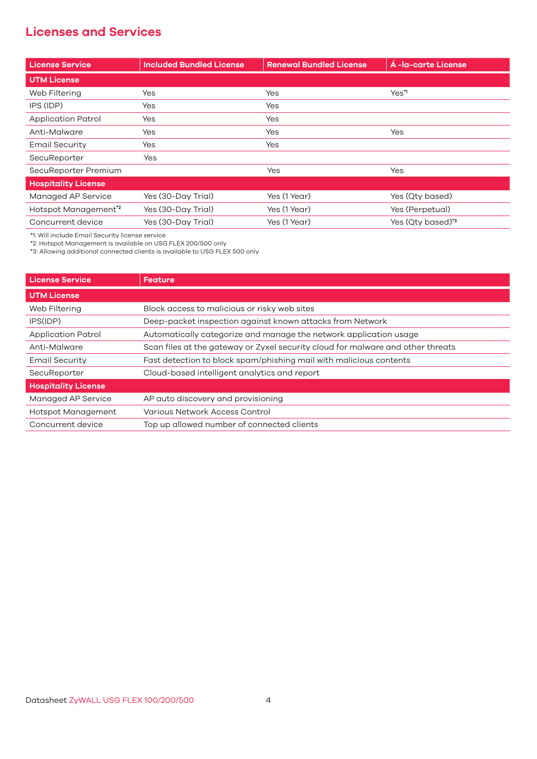## Licenses and Services

| License Service | Included Bundled License | Renewal Bundled License | Á -la-carte License |
|---|---|---|---|
| **UTM License** | | | |
| Web Filtering | Yes | Yes | Yes*1 |
| IPS (IDP) | Yes | Yes | |
| Application Patrol | Yes | Yes | |
| Anti-Malware | Yes | Yes | Yes |
| Email Security | Yes | Yes | |
| SecuReporter | Yes | | |
| SecuReporter Premium | | Yes | Yes |
| **Hospitality License** | | | |
| Managed AP Service | Yes (30-Day Trial) | Yes (1 Year) | Yes (Qty based) |
| Hotspot Management*2 | Yes (30-Day Trial) | Yes (1 Year) | Yes (Perpetual) |
| Concurrent device | Yes (30-Day Trial) | Yes (1 Year) | Yes (Qty based)*3 |

*1: Will include Email Security license service
*2: Hotspot Management is available on USG FLEX 200/500 only
*3: Allowing additional connected clients is available to USG FLEX 500 only

| License Service | Feature |
|---|---|
| **UTM License** | |
| Web Filtering | Block access to malicious or risky web sites |
| IPS(IDP) | Deep-packet inspection against known attacks from Network |
| Application Patrol | Automatically categorize and manage the network application usage |
| Anti-Malware | Scan files at the gateway or Zyxel security cloud for malware and other threats |
| Email Security | Fast detection to block spam/phishing mail with malicious contents |
| SecuReporter | Cloud-based intelligent analytics and report |
| **Hospitality License** | |
| Managed AP Service | AP auto discovery and provisioning |
| Hotspot Management | Various Network Access Control |
| Concurrent device | Top up allowed number of connected clients |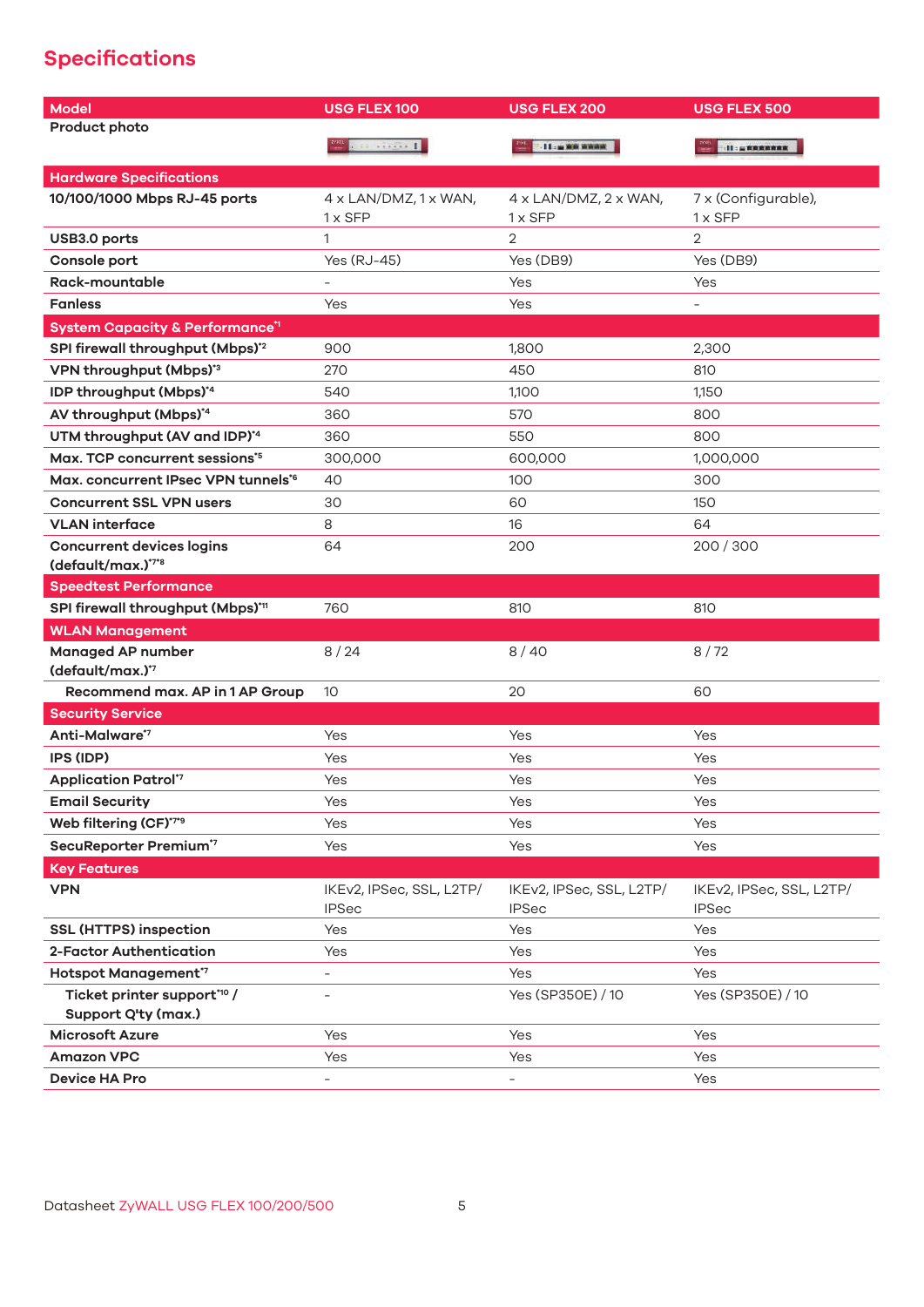## Specifications

| Model | USG FLEX 100 | USG FLEX 200 | USG FLEX 500 |
|---|---|---|---|
| Product photo | | | |
| **Hardware Specifications** | | | |
| 10/100/1000 Mbps RJ-45 ports | 4 x LAN/DMZ, 1 x WAN, 1 x SFP | 4 x LAN/DMZ, 2 x WAN, 1 x SFP | 7 x (Configurable), 1 x SFP |
| USB3.0 ports | 1 | 2 | 2 |
| Console port | Yes (RJ-45) | Yes (DB9) | Yes (DB9) |
| Rack-mountable | - | Yes | Yes |
| Fanless | Yes | Yes | - |
| **System Capacity & Performance**[*1] | | | |
| SPI firewall throughput (Mbps)[*2] | 900 | 1,800 | 2,300 |
| VPN throughput (Mbps)[*3] | 270 | 450 | 810 |
| IDP throughput (Mbps)[*4] | 540 | 1,100 | 1,150 |
| AV throughput (Mbps)[*4] | 360 | 570 | 800 |
| UTM throughput (AV and IDP)[*4] | 360 | 550 | 800 |
| Max. TCP concurrent sessions[*5] | 300,000 | 600,000 | 1,000,000 |
| Max. concurrent IPsec VPN tunnels[*6] | 40 | 100 | 300 |
| Concurrent SSL VPN users | 30 | 60 | 150 |
| VLAN interface | 8 | 16 | 64 |
| Concurrent devices logins (default/max.)[*7*8] | 64 | 200 | 200 / 300 |
| **Speedtest Performance** | | | |
| SPI firewall throughput (Mbps)[*11] | 760 | 810 | 810 |
| **WLAN Management** | | | |
| Managed AP number (default/max.)[*7] | 8 / 24 | 8 / 40 | 8 / 72 |
| Recommend max. AP in 1 AP Group | 10 | 20 | 60 |
| **Security Service** | | | |
| Anti-Malware[*7] | Yes | Yes | Yes |
| IPS (IDP) | Yes | Yes | Yes |
| Application Patrol[*7] | Yes | Yes | Yes |
| Email Security | Yes | Yes | Yes |
| Web filtering (CF)[*7*9] | Yes | Yes | Yes |
| SecuReporter Premium[*7] | Yes | Yes | Yes |
| **Key Features** | | | |
| VPN | IKEv2, IPSec, SSL, L2TP/IPSec | IKEv2, IPSec, SSL, L2TP/IPSec | IKEv2, IPSec, SSL, L2TP/IPSec |
| SSL (HTTPS) inspection | Yes | Yes | Yes |
| 2-Factor Authentication | Yes | Yes | Yes |
| Hotspot Management[*7] | - | Yes | Yes |
| Ticket printer support[*10] / Support Q'ty (max.) | - | Yes (SP350E) / 10 | Yes (SP350E) / 10 |
| Microsoft Azure | Yes | Yes | Yes |
| Amazon VPC | Yes | Yes | Yes |
| Device HA Pro | - | - | Yes |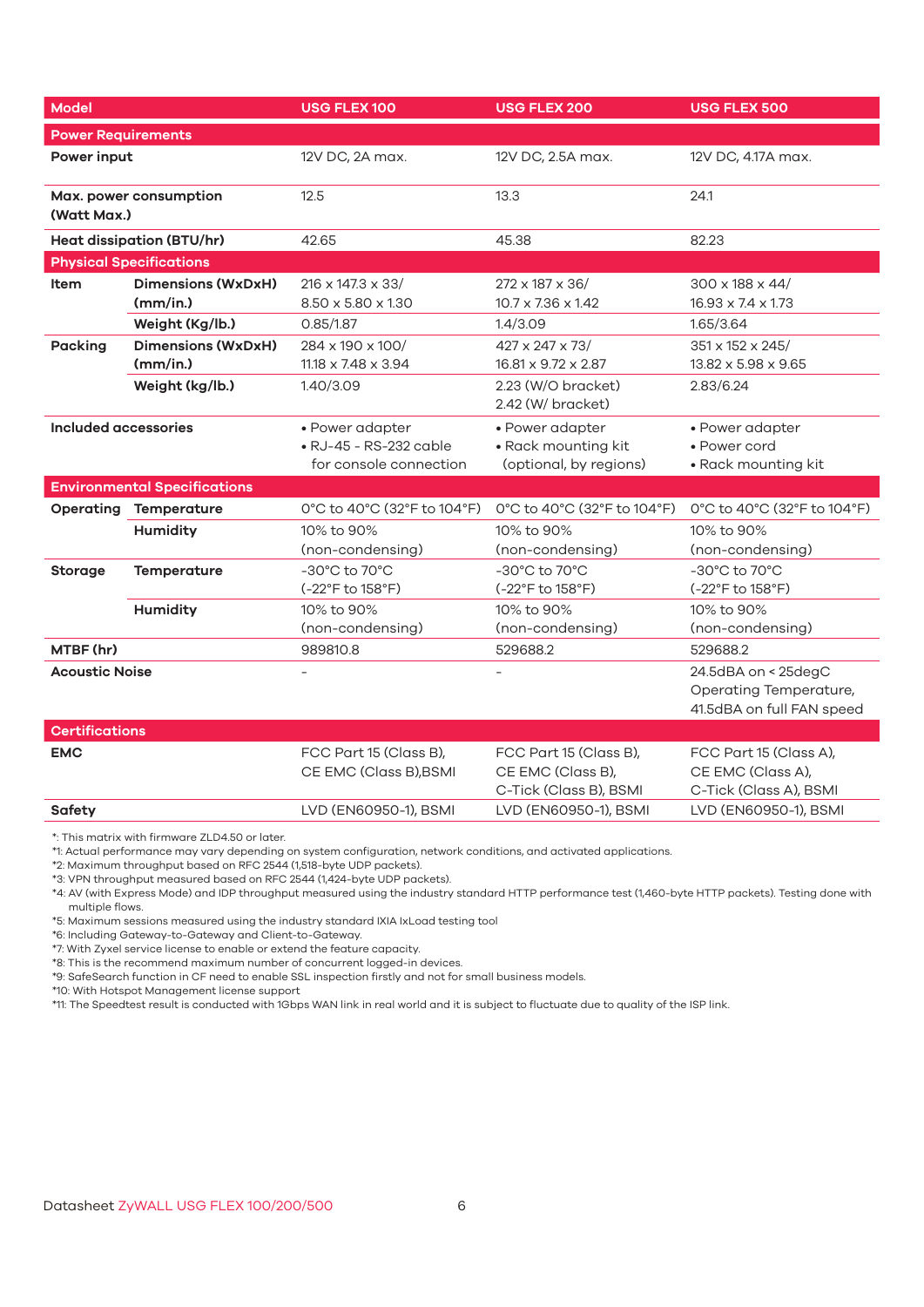| Model | | USG FLEX 100 | USG FLEX 200 | USG FLEX 500 |
|---|---|---|---|---|
| **Power Requirements** | | | | |
| **Power input** | | 12V DC, 2A max. | 12V DC, 2.5A max. | 12V DC, 4.17A max. |
| **Max. power consumption (Watt Max.)** | | 12.5 | 13.3 | 24.1 |
| **Heat dissipation (BTU/hr)** | | 42.65 | 45.38 | 82.23 |
| **Physical Specifications** | | | | |
| **Item** | **Dimensions (WxDxH) (mm/in.)** | 216 x 147.3 x 33/ 8.50 x 5.80 x 1.30 | 272 x 187 x 36/ 10.7 x 7.36 x 1.42 | 300 x 188 x 44/ 16.93 x 7.4 x 1.73 |
| | **Weight (Kg/lb.)** | 0.85/1.87 | 1.4/3.09 | 1.65/3.64 |
| **Packing** | **Dimensions (WxDxH) (mm/in.)** | 284 x 190 x 100/ 11.18 x 7.48 x 3.94 | 427 x 247 x 73/ 16.81 x 9.72 x 2.87 | 351 x 152 x 245/ 13.82 x 5.98 x 9.65 |
| | **Weight (kg/lb.)** | 1.40/3.09 | 2.23 (W/O bracket) 2.42 (W/ bracket) | 2.83/6.24 |
| **Included accessories** | | • Power adapter • RJ-45 - RS-232 cable for console connection | • Power adapter • Rack mounting kit (optional, by regions) | • Power adapter • Power cord • Rack mounting kit |
| **Environmental Specifications** | | | | |
| **Operating** | **Temperature** | 0°C to 40°C (32°F to 104°F) | 0°C to 40°C (32°F to 104°F) | 0°C to 40°C (32°F to 104°F) |
| | **Humidity** | 10% to 90% (non-condensing) | 10% to 90% (non-condensing) | 10% to 90% (non-condensing) |
| **Storage** | **Temperature** | -30°C to 70°C (-22°F to 158°F) | -30°C to 70°C (-22°F to 158°F) | -30°C to 70°C (-22°F to 158°F) |
| | **Humidity** | 10% to 90% (non-condensing) | 10% to 90% (non-condensing) | 10% to 90% (non-condensing) |
| **MTBF (hr)** | | 989810.8 | 529688.2 | 529688.2 |
| **Acoustic Noise** | | - | - | 24.5dBA on < 25degC Operating Temperature, 41.5dBA on full FAN speed |
| **Certifications** | | | | |
| **EMC** | | FCC Part 15 (Class B), CE EMC (Class B),BSMI | FCC Part 15 (Class B), CE EMC (Class B), C-Tick (Class B), BSMI | FCC Part 15 (Class A), CE EMC (Class A), C-Tick (Class A), BSMI |
| **Safety** | | LVD (EN60950-1), BSMI | LVD (EN60950-1), BSMI | LVD (EN60950-1), BSMI |

*: This matrix with firmware ZLD4.50 or later.
*1: Actual performance may vary depending on system configuration, network conditions, and activated applications.
*2: Maximum throughput based on RFC 2544 (1,518-byte UDP packets).
*3: VPN throughput measured based on RFC 2544 (1,424-byte UDP packets).
*4: AV (with Express Mode) and IDP throughput measured using the industry standard HTTP performance test (1,460-byte HTTP packets). Testing done with multiple flows.
*5: Maximum sessions measured using the industry standard IXIA IxLoad testing tool
*6: Including Gateway-to-Gateway and Client-to-Gateway.
*7: With Zyxel service license to enable or extend the feature capacity.
*8: This is the recommend maximum number of concurrent logged-in devices.
*9: SafeSearch function in CF need to enable SSL inspection firstly and not for small business models.
*10: With Hotspot Management license support
*11: The Speedtest result is conducted with 1Gbps WAN link in real world and it is subject to fluctuate due to quality of the ISP link.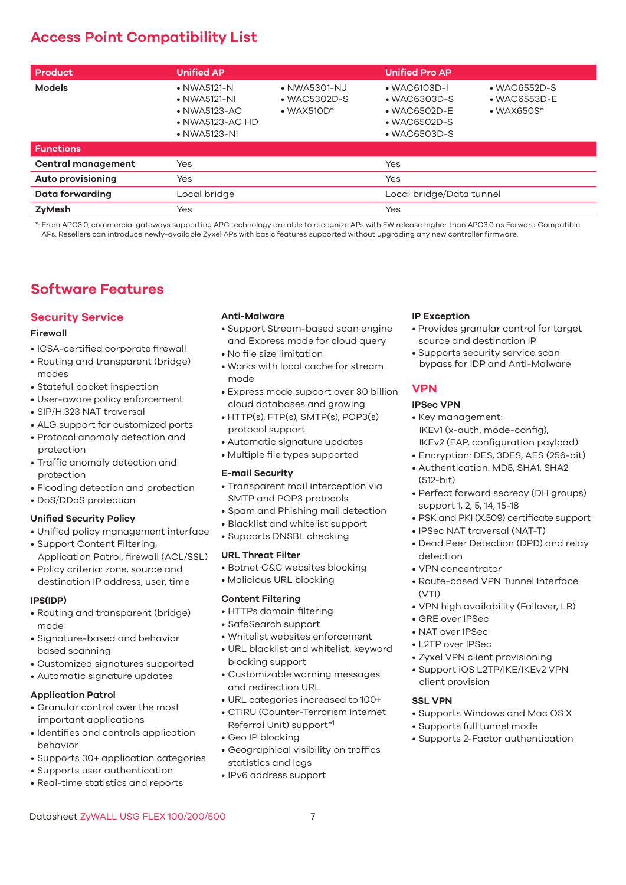# Access Point Compatibility List

| Product | Unified AP | | Unified Pro AP | |
|---|---|---|---|---|
| **Models** | • NWA5121-N<br>• NWA5121-NI<br>• NWA5123-AC<br>• NWA5123-AC HD<br>• NWA5123-NI | • NWA5301-NJ<br>• WAC5302D-S<br>• WAX510D* | • WAC6103D-I<br>• WAC6303D-S<br>• WAC6502D-E<br>• WAC6502D-S<br>• WAC6503D-S | • WAC6552D-S<br>• WAC6553D-E<br>• WAX650S* |
| **Functions** | | | | |
| **Central management** | Yes | | Yes | |
| **Auto provisioning** | Yes | | Yes | |
| **Data forwarding** | Local bridge | | Local bridge/Data tunnel | |
| **ZyMesh** | Yes | | Yes | |

*: From APC3.0, commercial gateways supporting APC technology are able to recognize APs with FW release higher than APC3.0 as Forward Compatible APs. Resellers can introduce newly-available Zyxel APs with basic features supported without upgrading any new controller firmware.

# Software Features

## Security Service

### Firewall

- ICSA-certified corporate firewall
- Routing and transparent (bridge) modes
- Stateful packet inspection
- User-aware policy enforcement
- SIP/H.323 NAT traversal
- ALG support for customized ports
- Protocol anomaly detection and protection
- Traffic anomaly detection and protection
- Flooding detection and protection
- DoS/DDoS protection

### Unified Security Policy

- Unified policy management interface
- Support Content Filtering, Application Patrol, firewall (ACL/SSL)
- Policy criteria: zone, source and destination IP address, user, time

### IPS(IDP)

- Routing and transparent (bridge) mode
- Signature-based and behavior based scanning
- Customized signatures supported
- Automatic signature updates

### Application Patrol

- Granular control over the most important applications
- Identifies and controls application behavior
- Supports 30+ application categories
- Supports user authentication
- Real-time statistics and reports

### Anti-Malware

- Support Stream-based scan engine and Express mode for cloud query
- No file size limitation
- Works with local cache for stream mode
- Express mode support over 30 billion cloud databases and growing
- HTTP(s), FTP(s), SMTP(s), POP3(s) protocol support
- Automatic signature updates
- Multiple file types supported

### E-mail Security

- Transparent mail interception via SMTP and POP3 protocols
- Spam and Phishing mail detection
- Blacklist and whitelist support
- Supports DNSBL checking

### URL Threat Filter

- Botnet C&C websites blocking
- Malicious URL blocking

### Content Filtering

- HTTPs domain filtering
- SafeSearch support
- Whitelist websites enforcement
- URL blacklist and whitelist, keyword blocking support
- Customizable warning messages and redirection URL
- URL categories increased to 100+
- CTIRU (Counter-Terrorism Internet Referral Unit) support*[1]
- Geo IP blocking
- Geographical visibility on traffics statistics and logs
- IPv6 address support

### IP Exception

- Provides granular control for target source and destination IP
- Supports security service scan bypass for IDP and Anti-Malware

## VPN

### IPSec VPN

- Key management: IKEv1 (x-auth, mode-config), IKEv2 (EAP, configuration payload)
- Encryption: DES, 3DES, AES (256-bit)
- Authentication: MD5, SHA1, SHA2 (512-bit)
- Perfect forward secrecy (DH groups) support 1, 2, 5, 14, 15-18
- PSK and PKI (X.509) certificate support
- IPSec NAT traversal (NAT-T)
- Dead Peer Detection (DPD) and relay detection
- VPN concentrator
- Route-based VPN Tunnel Interface (VTI)
- VPN high availability (Failover, LB)
- GRE over IPSec
- NAT over IPSec
- L2TP over IPSec
- Zyxel VPN client provisioning
- Support iOS L2TP/IKE/IKEv2 VPN client provision

### SSL VPN

- Supports Windows and Mac OS X
- Supports full tunnel mode
- Supports 2-Factor authentication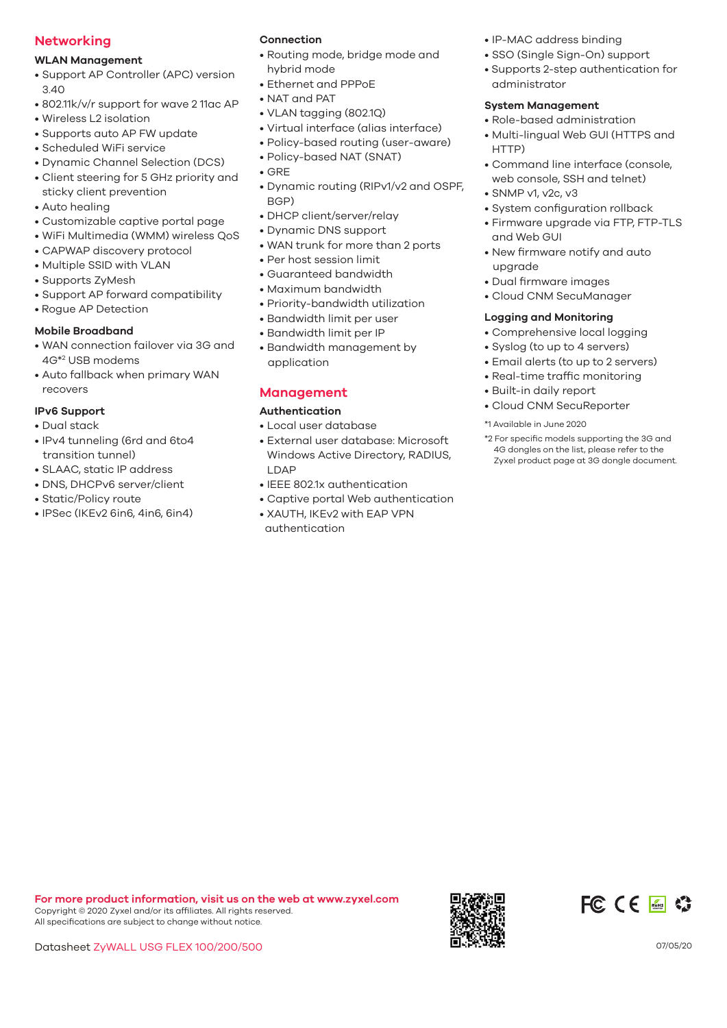## Networking

### WLAN Management

- Support AP Controller (APC) version 3.40
- 802.11k/v/r support for wave 2 11ac AP
- Wireless L2 isolation
- Supports auto AP FW update
- Scheduled WiFi service
- Dynamic Channel Selection (DCS)
- Client steering for 5 GHz priority and sticky client prevention
- Auto healing
- Customizable captive portal page
- WiFi Multimedia (WMM) wireless QoS
- CAPWAP discovery protocol
- Multiple SSID with VLAN
- Supports ZyMesh
- Support AP forward compatibility
- Rogue AP Detection

### Mobile Broadband

- WAN connection failover via 3G and 4G*2 USB modems
- Auto fallback when primary WAN recovers

### IPv6 Support

- Dual stack
- IPv4 tunneling (6rd and 6to4 transition tunnel)
- SLAAC, static IP address
- DNS, DHCPv6 server/client
- Static/Policy route
- IPSec (IKEv2 6in6, 4in6, 6in4)

### Connection

- Routing mode, bridge mode and hybrid mode
- Ethernet and PPPoE
- NAT and PAT
- VLAN tagging (802.1Q)
- Virtual interface (alias interface)
- Policy-based routing (user-aware)
- Policy-based NAT (SNAT)
- GRE
- Dynamic routing (RIPv1/v2 and OSPF, BGP)
- DHCP client/server/relay
- Dynamic DNS support
- WAN trunk for more than 2 ports
- Per host session limit
- Guaranteed bandwidth
- Maximum bandwidth
- Priority-bandwidth utilization
- Bandwidth limit per user
- Bandwidth limit per IP
- Bandwidth management by application

## Management

### Authentication

- Local user database
- External user database: Microsoft Windows Active Directory, RADIUS, LDAP
- IEEE 802.1x authentication
- Captive portal Web authentication
- XAUTH, IKEv2 with EAP VPN authentication
- IP-MAC address binding
- SSO (Single Sign-On) support
- Supports 2-step authentication for administrator

### System Management

- Role-based administration
- Multi-lingual Web GUI (HTTPS and HTTP)
- Command line interface (console, web console, SSH and telnet)
- SNMP v1, v2c, v3
- System configuration rollback
- Firmware upgrade via FTP, FTP-TLS and Web GUI
- New firmware notify and auto upgrade
- Dual firmware images
- Cloud CNM SecuManager

### Logging and Monitoring

- Comprehensive local logging
- Syslog (to up to 4 servers)
- Email alerts (to up to 2 servers)
- Real-time traffic monitoring
- Built-in daily report
- Cloud CNM SecuReporter

*1 Available in June 2020

*2 For specific models supporting the 3G and 4G dongles on the list, please refer to the Zyxel product page at 3G dongle document.

**For more product information, visit us on the web at www.zyxel.com**

Copyright © 2020 Zyxel and/or its affiliates. All rights reserved.
All specifications are subject to change without notice.

Datasheet ZyWALL USG FLEX 100/200/500

07/05/20